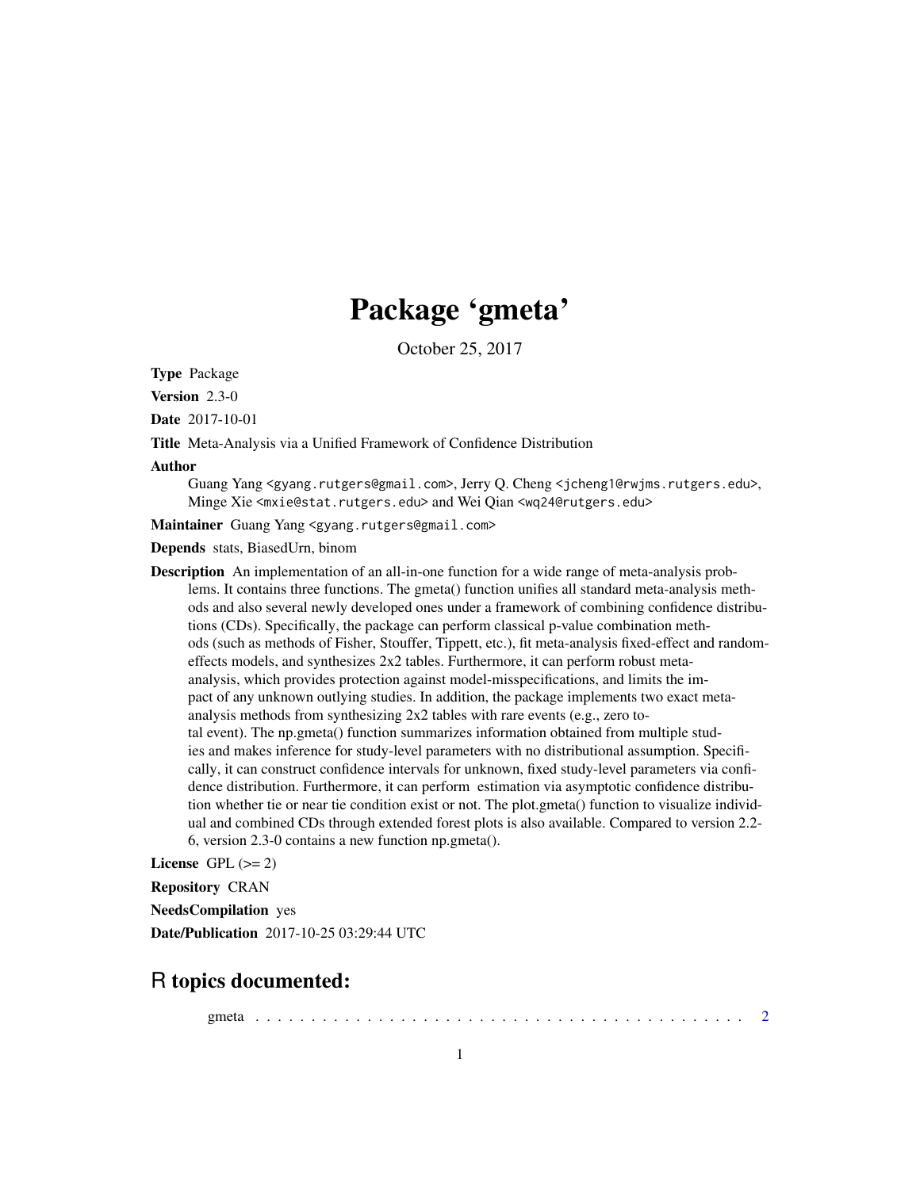# Package 'gmeta'

October 25, 2017

**Type** Package

**Version** 2.3-0

**Date** 2017-10-01

**Title** Meta-Analysis via a Unified Framework of Confidence Distribution

**Author**
Guang Yang <gyang.rutgers@gmail.com>, Jerry Q. Cheng <jcheng1@rwjms.rutgers.edu>, Minge Xie <mxie@stat.rutgers.edu> and Wei Qian <wq24@rutgers.edu>

**Maintainer** Guang Yang <gyang.rutgers@gmail.com>

**Depends** stats, BiasedUrn, binom

**Description** An implementation of an all-in-one function for a wide range of meta-analysis problems. It contains three functions. The gmeta() function unifies all standard meta-analysis methods and also several newly developed ones under a framework of combining confidence distributions (CDs). Specifically, the package can perform classical p-value combination methods (such as methods of Fisher, Stouffer, Tippett, etc.), fit meta-analysis fixed-effect and random-effects models, and synthesizes 2x2 tables. Furthermore, it can perform robust meta-analysis, which provides protection against model-misspecifications, and limits the impact of any unknown outlying studies. In addition, the package implements two exact meta-analysis methods from synthesizing 2x2 tables with rare events (e.g., zero total event). The np.gmeta() function summarizes information obtained from multiple studies and makes inference for study-level parameters with no distributional assumption. Specifically, it can construct confidence intervals for unknown, fixed study-level parameters via confidence distribution. Furthermore, it can perform estimation via asymptotic confidence distribution whether tie or near tie condition exist or not. The plot.gmeta() function to visualize individual and combined CDs through extended forest plots is also available. Compared to version 2.2-6, version 2.3-0 contains a new function np.gmeta().

**License** GPL (>= 2)

**Repository** CRAN

**NeedsCompilation** yes

**Date/Publication** 2017-10-25 03:29:44 UTC

## R topics documented:

gmeta . . . . . . . . . . . . . . . . . . . . . . . . . . . . . . . . . . . . . . . . . . . 2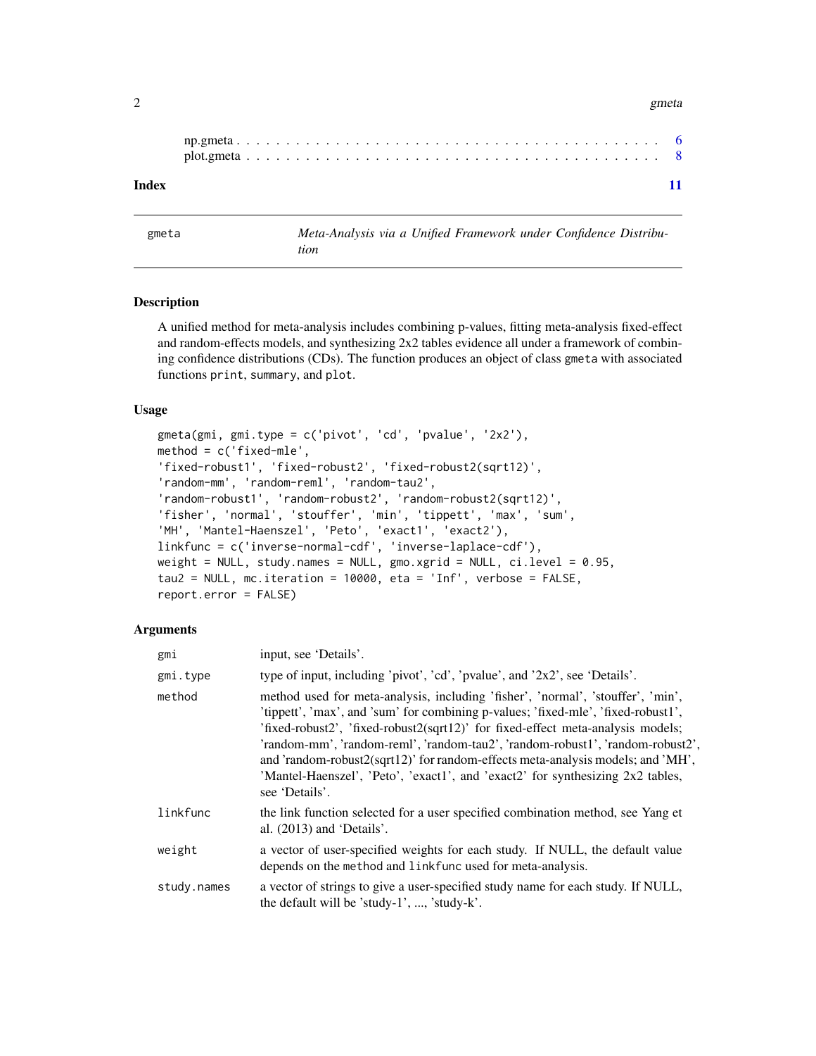np.gmeta . . . . . . . . . . . . . . . . . . . . . . . . . . . . . . . . . . . . . . . . 6
plot.gmeta . . . . . . . . . . . . . . . . . . . . . . . . . . . . . . . . . . . . . . . 8

**Index** 11

---

gmeta — *Meta-Analysis via a Unified Framework under Confidence Distribution*

---

## Description

A unified method for meta-analysis includes combining p-values, fitting meta-analysis fixed-effect and random-effects models, and synthesizing 2x2 tables evidence all under a framework of combining confidence distributions (CDs). The function produces an object of class `gmeta` with associated functions `print`, `summary`, and `plot`.

## Usage

```
gmeta(gmi, gmi.type = c('pivot', 'cd', 'pvalue', '2x2'),
method = c('fixed-mle',
'fixed-robust1', 'fixed-robust2', 'fixed-robust2(sqrt12)',
'random-mm', 'random-reml', 'random-tau2',
'random-robust1', 'random-robust2', 'random-robust2(sqrt12)',
'fisher', 'normal', 'stouffer', 'min', 'tippett', 'max', 'sum',
'MH', 'Mantel-Haenszel', 'Peto', 'exact1', 'exact2'),
linkfunc = c('inverse-normal-cdf', 'inverse-laplace-cdf'),
weight = NULL, study.names = NULL, gmo.xgrid = NULL, ci.level = 0.95,
tau2 = NULL, mc.iteration = 10000, eta = 'Inf', verbose = FALSE,
report.error = FALSE)
```

## Arguments

| | |
|---|---|
| `gmi` | input, see 'Details'. |
| `gmi.type` | type of input, including 'pivot', 'cd', 'pvalue', and '2x2', see 'Details'. |
| `method` | method used for meta-analysis, including 'fisher', 'normal', 'stouffer', 'min', 'tippett', 'max', and 'sum' for combining p-values; 'fixed-mle', 'fixed-robust1', 'fixed-robust2', 'fixed-robust2(sqrt12)' for fixed-effect meta-analysis models; 'random-mm', 'random-reml', 'random-tau2', 'random-robust1', 'random-robust2', and 'random-robust2(sqrt12)' for random-effects meta-analysis models; and 'MH', 'Mantel-Haenszel', 'Peto', 'exact1', and 'exact2' for synthesizing 2x2 tables, see 'Details'. |
| `linkfunc` | the link function selected for a user specified combination method, see Yang et al. (2013) and 'Details'. |
| `weight` | a vector of user-specified weights for each study. If NULL, the default value depends on the `method` and `linkfunc` used for meta-analysis. |
| `study.names` | a vector of strings to give a user-specified study name for each study. If NULL, the default will be 'study-1', ..., 'study-k'. |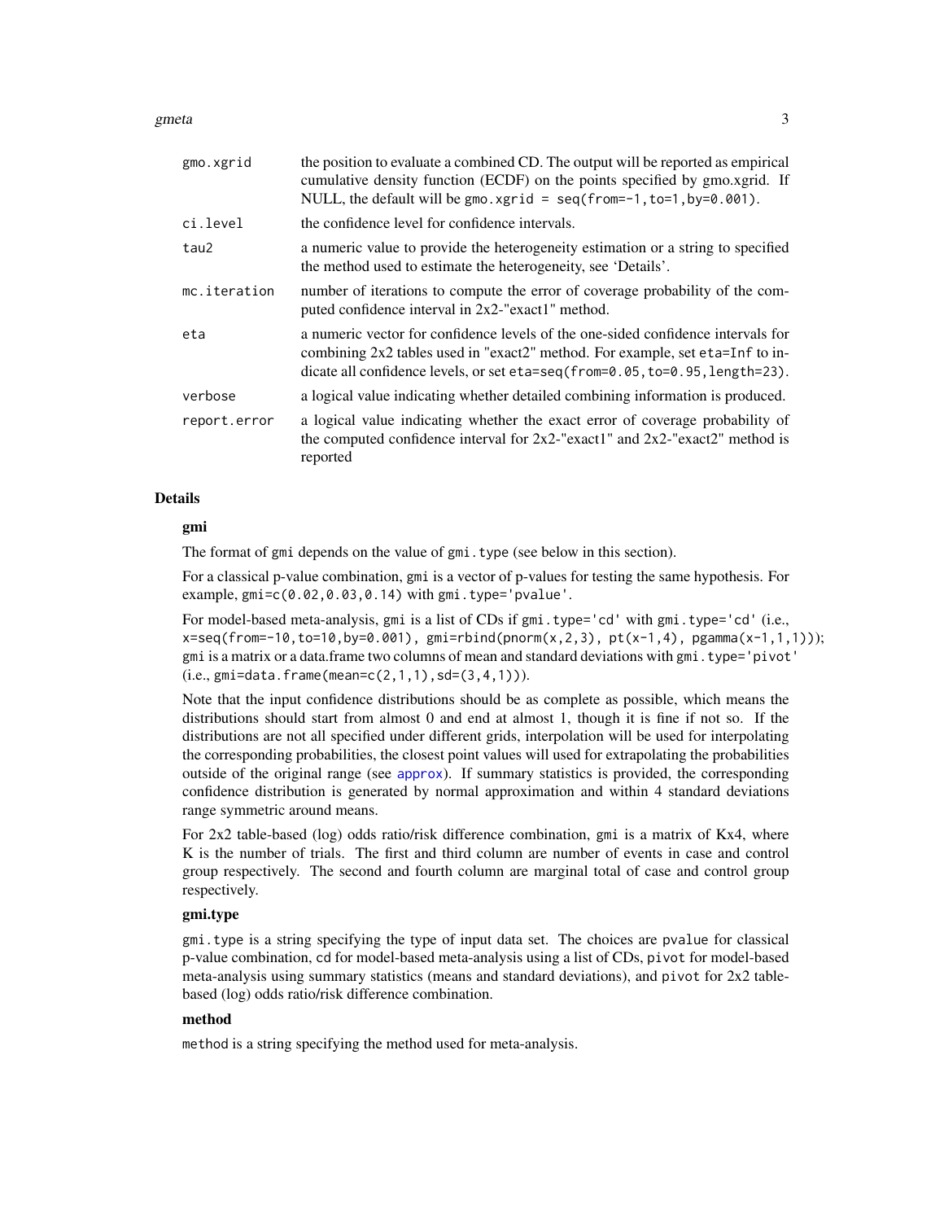| | |
|---|---|
| gmo.xgrid | the position to evaluate a combined CD. The output will be reported as empirical cumulative density function (ECDF) on the points specified by gmo.xgrid. If NULL, the default will be `gmo.xgrid = seq(from=-1,to=1,by=0.001)`. |
| ci.level | the confidence level for confidence intervals. |
| tau2 | a numeric value to provide the heterogeneity estimation or a string to specified the method used to estimate the heterogeneity, see 'Details'. |
| mc.iteration | number of iterations to compute the error of coverage probability of the computed confidence interval in 2x2-"exact1" method. |
| eta | a numeric vector for confidence levels of the one-sided confidence intervals for combining 2x2 tables used in "exact2" method. For example, set `eta=Inf` to indicate all confidence levels, or set `eta=seq(from=0.05,to=0.95,length=23)`. |
| verbose | a logical value indicating whether detailed combining information is produced. |
| report.error | a logical value indicating whether the exact error of coverage probability of the computed confidence interval for 2x2-"exact1" and 2x2-"exact2" method is reported |

## Details

### gmi

The format of `gmi` depends on the value of `gmi.type` (see below in this section).

For a classical p-value combination, `gmi` is a vector of p-values for testing the same hypothesis. For example, `gmi=c(0.02,0.03,0.14)` with `gmi.type='pvalue'`.

For model-based meta-analysis, `gmi` is a list of CDs if `gmi.type='cd'` with `gmi.type='cd'` (i.e., `x=seq(from=-10,to=10,by=0.001), gmi=rbind(pnorm(x,2,3), pt(x-1,4), pgamma(x-1,1,1))`); `gmi` is a matrix or a data.frame two columns of mean and standard deviations with `gmi.type='pivot'` (i.e., `gmi=data.frame(mean=c(2,1,1),sd=(3,4,1))`).

Note that the input confidence distributions should be as complete as possible, which means the distributions should start from almost 0 and end at almost 1, though it is fine if not so. If the distributions are not all specified under different grids, interpolation will be used for interpolating the corresponding probabilities, the closest point values will used for extrapolating the probabilities outside of the original range (see `approx`). If summary statistics is provided, the corresponding confidence distribution is generated by normal approximation and within 4 standard deviations range symmetric around means.

For 2x2 table-based (log) odds ratio/risk difference combination, `gmi` is a matrix of Kx4, where K is the number of trials. The first and third column are number of events in case and control group respectively. The second and fourth column are marginal total of case and control group respectively.

### gmi.type

`gmi.type` is a string specifying the type of input data set. The choices are `pvalue` for classical p-value combination, `cd` for model-based meta-analysis using a list of CDs, `pivot` for model-based meta-analysis using summary statistics (means and standard deviations), and `pivot` for 2x2 table-based (log) odds ratio/risk difference combination.

### method

`method` is a string specifying the method used for meta-analysis.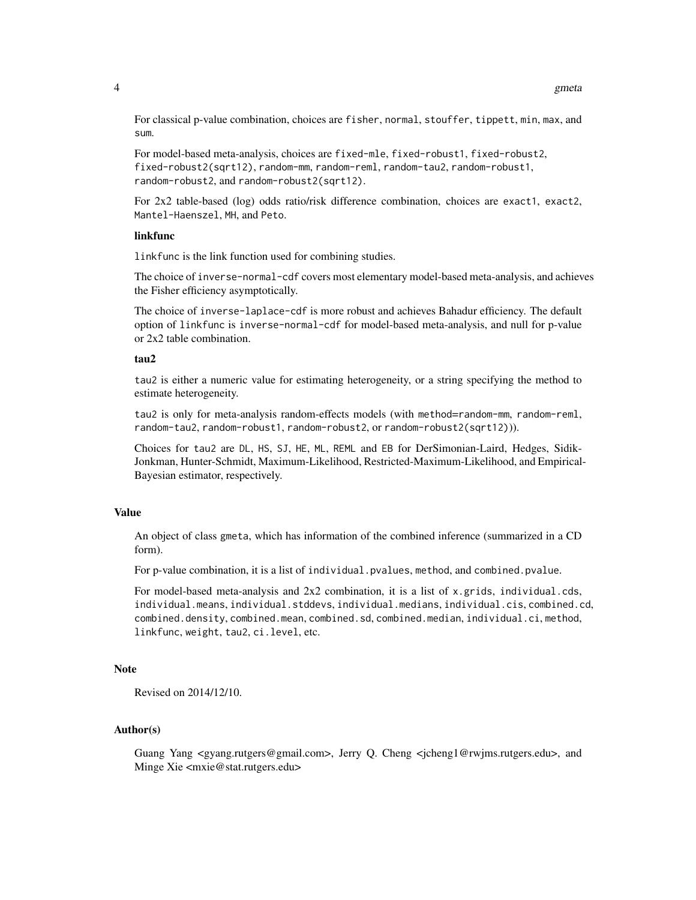For classical p-value combination, choices are `fisher`, `normal`, `stouffer`, `tippett`, `min`, `max`, and `sum`.

For model-based meta-analysis, choices are `fixed-mle`, `fixed-robust1`, `fixed-robust2`, `fixed-robust2(sqrt12)`, `random-mm`, `random-reml`, `random-tau2`, `random-robust1`, `random-robust2`, and `random-robust2(sqrt12)`.

For 2x2 table-based (log) odds ratio/risk difference combination, choices are `exact1`, `exact2`, `Mantel-Haenszel`, `MH`, and `Peto`.

**linkfunc**

`linkfunc` is the link function used for combining studies.

The choice of `inverse-normal-cdf` covers most elementary model-based meta-analysis, and achieves the Fisher efficiency asymptotically.

The choice of `inverse-laplace-cdf` is more robust and achieves Bahadur efficiency. The default option of `linkfunc` is `inverse-normal-cdf` for model-based meta-analysis, and null for p-value or 2x2 table combination.

**tau2**

`tau2` is either a numeric value for estimating heterogeneity, or a string specifying the method to estimate heterogeneity.

`tau2` is only for meta-analysis random-effects models (with `method=random-mm`, `random-reml`, `random-tau2`, `random-robust1`, `random-robust2`, or `random-robust2(sqrt12)`)).

Choices for `tau2` are `DL`, `HS`, `SJ`, `HE`, `ML`, `REML` and `EB` for DerSimonian-Laird, Hedges, Sidik-Jonkman, Hunter-Schmidt, Maximum-Likelihood, Restricted-Maximum-Likelihood, and Empirical-Bayesian estimator, respectively.

## Value

An object of class `gmeta`, which has information of the combined inference (summarized in a CD form).

For p-value combination, it is a list of `individual.pvalues`, `method`, and `combined.pvalue`.

For model-based meta-analysis and 2x2 combination, it is a list of `x.grids`, `individual.cds`, `individual.means`, `individual.stddevs`, `individual.medians`, `individual.cis`, `combined.cd`, `combined.density`, `combined.mean`, `combined.sd`, `combined.median`, `individual.ci`, `method`, `linkfunc`, `weight`, `tau2`, `ci.level`, etc.

## Note

Revised on 2014/12/10.

## Author(s)

Guang Yang <gyang.rutgers@gmail.com>, Jerry Q. Cheng <jcheng1@rwjms.rutgers.edu>, and Minge Xie <mxie@stat.rutgers.edu>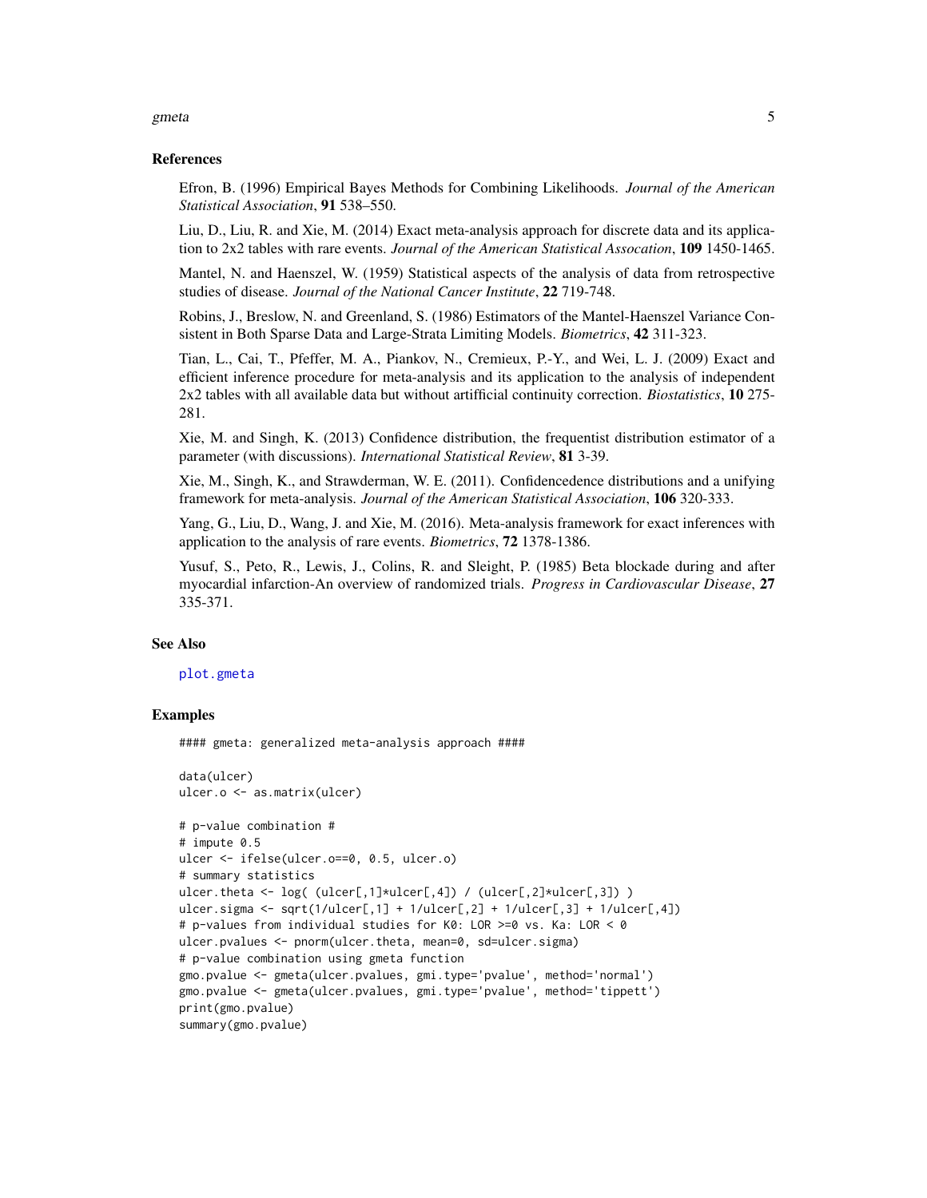### References

Efron, B. (1996) Empirical Bayes Methods for Combining Likelihoods. *Journal of the American Statistical Association*, **91** 538–550.

Liu, D., Liu, R. and Xie, M. (2014) Exact meta-analysis approach for discrete data and its application to 2x2 tables with rare events. *Journal of the American Statistical Assocation*, **109** 1450-1465.

Mantel, N. and Haenszel, W. (1959) Statistical aspects of the analysis of data from retrospective studies of disease. *Journal of the National Cancer Institute*, **22** 719-748.

Robins, J., Breslow, N. and Greenland, S. (1986) Estimators of the Mantel-Haenszel Variance Consistent in Both Sparse Data and Large-Strata Limiting Models. *Biometrics*, **42** 311-323.

Tian, L., Cai, T., Pfeffer, M. A., Piankov, N., Cremieux, P.-Y., and Wei, L. J. (2009) Exact and efficient inference procedure for meta-analysis and its application to the analysis of independent 2x2 tables with all available data but without artifficial continuity correction. *Biostatistics*, **10** 275-281.

Xie, M. and Singh, K. (2013) Confidence distribution, the frequentist distribution estimator of a parameter (with discussions). *International Statistical Review*, **81** 3-39.

Xie, M., Singh, K., and Strawderman, W. E. (2011). Confidencedence distributions and a unifying framework for meta-analysis. *Journal of the American Statistical Association*, **106** 320-333.

Yang, G., Liu, D., Wang, J. and Xie, M. (2016). Meta-analysis framework for exact inferences with application to the analysis of rare events. *Biometrics*, **72** 1378-1386.

Yusuf, S., Peto, R., Lewis, J., Colins, R. and Sleight, P. (1985) Beta blockade during and after myocardial infarction-An overview of randomized trials. *Progress in Cardiovascular Disease*, **27** 335-371.

### See Also

plot.gmeta

### Examples

```
#### gmeta: generalized meta-analysis approach ####

data(ulcer)
ulcer.o <- as.matrix(ulcer)

# p-value combination #
# impute 0.5
ulcer <- ifelse(ulcer.o==0, 0.5, ulcer.o)
# summary statistics
ulcer.theta <- log( (ulcer[,1]*ulcer[,4]) / (ulcer[,2]*ulcer[,3]) )
ulcer.sigma <- sqrt(1/ulcer[,1] + 1/ulcer[,2] + 1/ulcer[,3] + 1/ulcer[,4])
# p-values from individual studies for K0: LOR >=0 vs. Ka: LOR < 0
ulcer.pvalues <- pnorm(ulcer.theta, mean=0, sd=ulcer.sigma)
# p-value combination using gmeta function
gmo.pvalue <- gmeta(ulcer.pvalues, gmi.type='pvalue', method='normal')
gmo.pvalue <- gmeta(ulcer.pvalues, gmi.type='pvalue', method='tippett')
print(gmo.pvalue)
summary(gmo.pvalue)
```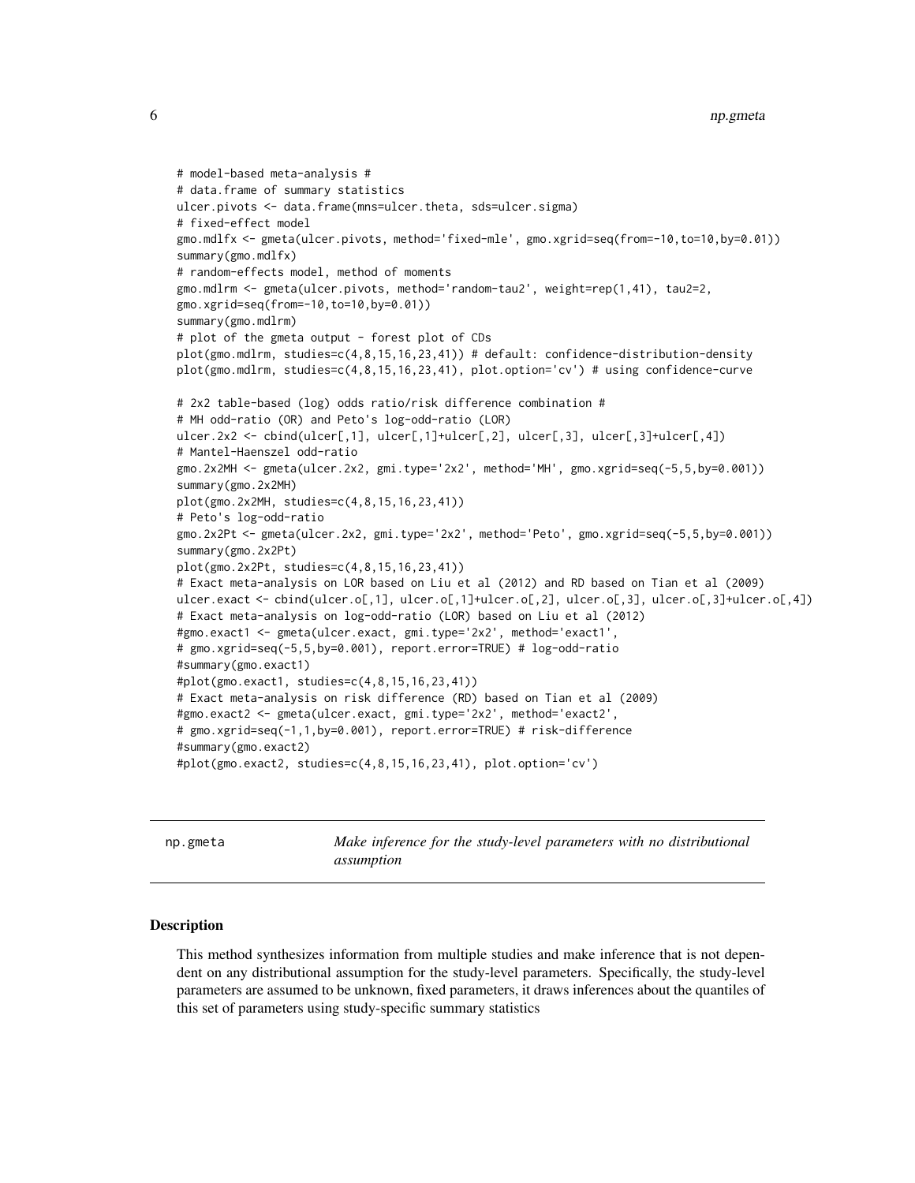```
# model-based meta-analysis #
# data.frame of summary statistics
ulcer.pivots <- data.frame(mns=ulcer.theta, sds=ulcer.sigma)
# fixed-effect model
gmo.mdlfx <- gmeta(ulcer.pivots, method='fixed-mle', gmo.xgrid=seq(from=-10,to=10,by=0.01))
summary(gmo.mdlfx)
# random-effects model, method of moments
gmo.mdlrm <- gmeta(ulcer.pivots, method='random-tau2', weight=rep(1,41), tau2=2,
gmo.xgrid=seq(from=-10,to=10,by=0.01))
summary(gmo.mdlrm)
# plot of the gmeta output - forest plot of CDs
plot(gmo.mdlrm, studies=c(4,8,15,16,23,41)) # default: confidence-distribution-density
plot(gmo.mdlrm, studies=c(4,8,15,16,23,41), plot.option='cv') # using confidence-curve

# 2x2 table-based (log) odds ratio/risk difference combination #
# MH odd-ratio (OR) and Peto's log-odd-ratio (LOR)
ulcer.2x2 <- cbind(ulcer[,1], ulcer[,1]+ulcer[,2], ulcer[,3], ulcer[,3]+ulcer[,4])
# Mantel-Haenszel odd-ratio
gmo.2x2MH <- gmeta(ulcer.2x2, gmi.type='2x2', method='MH', gmo.xgrid=seq(-5,5,by=0.001))
summary(gmo.2x2MH)
plot(gmo.2x2MH, studies=c(4,8,15,16,23,41))
# Peto's log-odd-ratio
gmo.2x2Pt <- gmeta(ulcer.2x2, gmi.type='2x2', method='Peto', gmo.xgrid=seq(-5,5,by=0.001))
summary(gmo.2x2Pt)
plot(gmo.2x2Pt, studies=c(4,8,15,16,23,41))
# Exact meta-analysis on LOR based on Liu et al (2012) and RD based on Tian et al (2009)
ulcer.exact <- cbind(ulcer.o[,1], ulcer.o[,1]+ulcer.o[,2], ulcer.o[,3], ulcer.o[,3]+ulcer.o[,4])
# Exact meta-analysis on log-odd-ratio (LOR) based on Liu et al (2012)
#gmo.exact1 <- gmeta(ulcer.exact, gmi.type='2x2', method='exact1',
# gmo.xgrid=seq(-5,5,by=0.001), report.error=TRUE) # log-odd-ratio
#summary(gmo.exact1)
#plot(gmo.exact1, studies=c(4,8,15,16,23,41))
# Exact meta-analysis on risk difference (RD) based on Tian et al (2009)
#gmo.exact2 <- gmeta(ulcer.exact, gmi.type='2x2', method='exact2',
# gmo.xgrid=seq(-1,1,by=0.001), report.error=TRUE) # risk-difference
#summary(gmo.exact2)
#plot(gmo.exact2, studies=c(4,8,15,16,23,41), plot.option='cv')
```

## np.gmeta — *Make inference for the study-level parameters with no distributional assumption*

### Description

This method synthesizes information from multiple studies and make inference that is not dependent on any distributional assumption for the study-level parameters. Specifically, the study-level parameters are assumed to be unknown, fixed parameters, it draws inferences about the quantiles of this set of parameters using study-specific summary statistics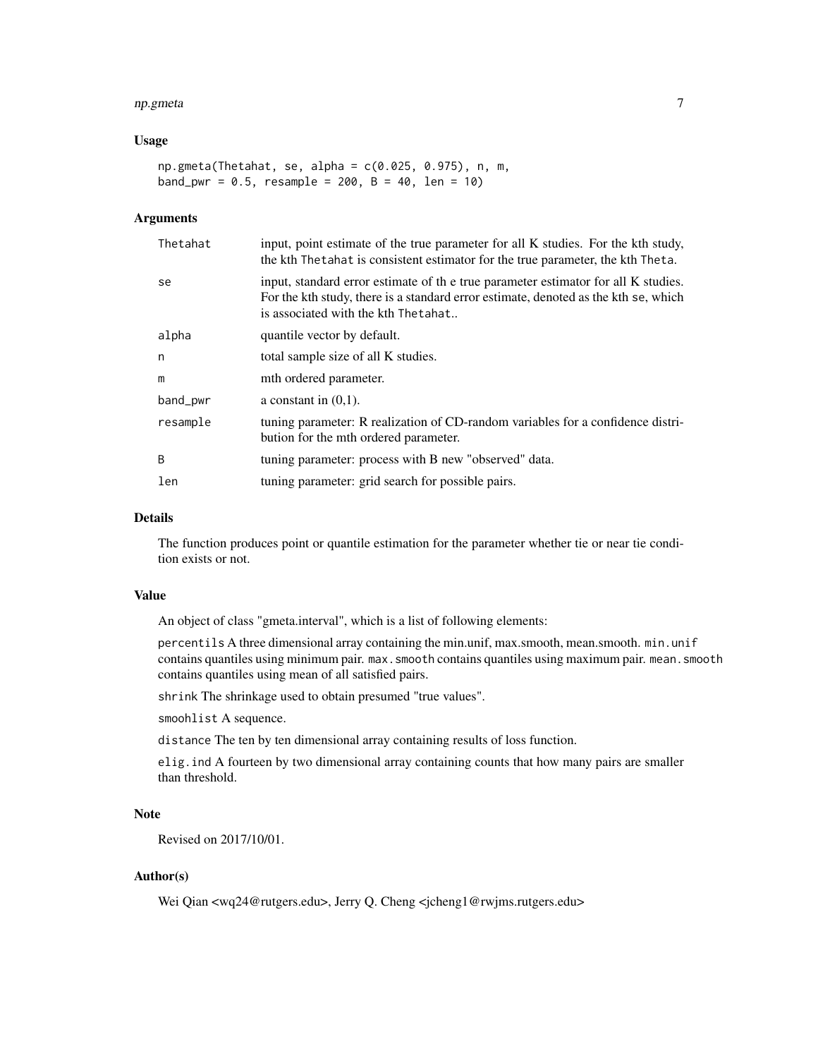### Usage

```
np.gmeta(Thetahat, se, alpha = c(0.025, 0.975), n, m,
band_pwr = 0.5, resample = 200, B = 40, len = 10)
```

### Arguments

| | |
|---|---|
| Thetahat | input, point estimate of the true parameter for all K studies. For the kth study, the kth Thetahat is consistent estimator for the true parameter, the kth Theta. |
| se | input, standard error estimate of th e true parameter estimator for all K studies. For the kth study, there is a standard error estimate, denoted as the kth se, which is associated with the kth Thetahat.. |
| alpha | quantile vector by default. |
| n | total sample size of all K studies. |
| m | mth ordered parameter. |
| band_pwr | a constant in (0,1). |
| resample | tuning parameter: R realization of CD-random variables for a confidence distribution for the mth ordered parameter. |
| B | tuning parameter: process with B new "observed" data. |
| len | tuning parameter: grid search for possible pairs. |

### Details

The function produces point or quantile estimation for the parameter whether tie or near tie condition exists or not.

### Value

An object of class "gmeta.interval", which is a list of following elements:

percentils A three dimensional array containing the min.unif, max.smooth, mean.smooth. min.unif contains quantiles using minimum pair. max.smooth contains quantiles using maximum pair. mean.smooth contains quantiles using mean of all satisfied pairs.

shrink The shrinkage used to obtain presumed "true values".

smoohlist A sequence.

distance The ten by ten dimensional array containing results of loss function.

elig.ind A fourteen by two dimensional array containing counts that how many pairs are smaller than threshold.

### Note

Revised on 2017/10/01.

### Author(s)

Wei Qian <wq24@rutgers.edu>, Jerry Q. Cheng <jcheng1@rwjms.rutgers.edu>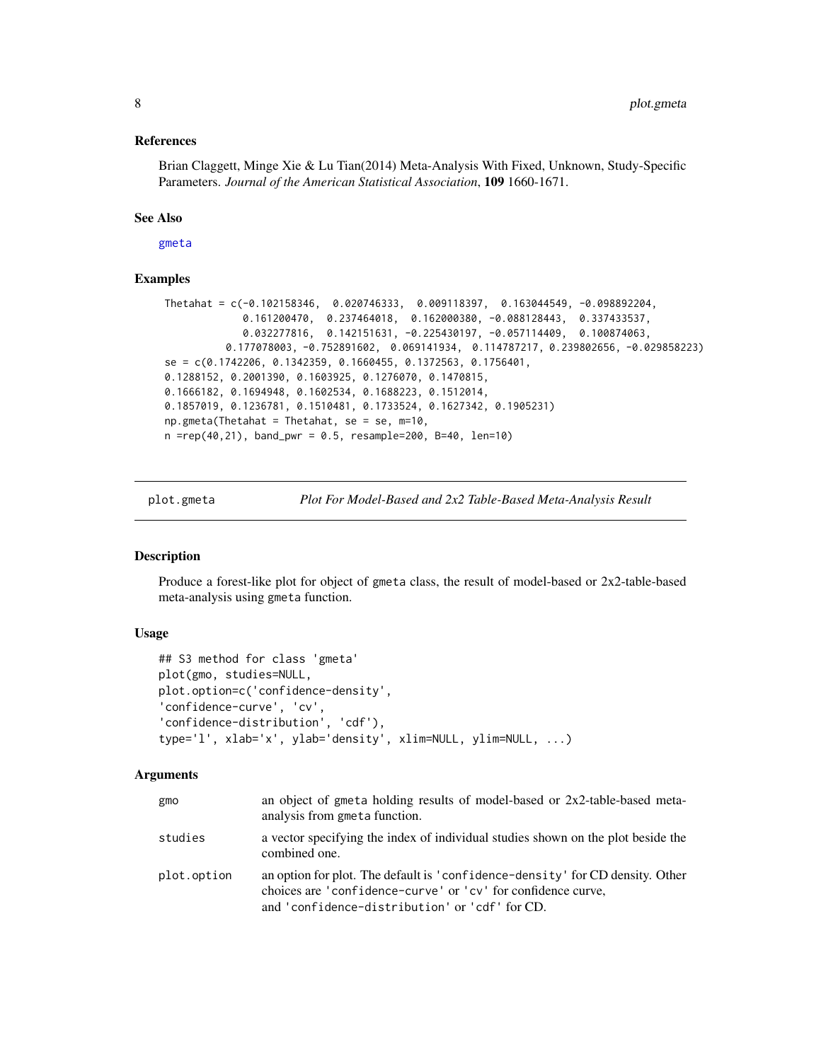### References

Brian Claggett, Minge Xie & Lu Tian(2014) Meta-Analysis With Fixed, Unknown, Study-Specific Parameters. *Journal of the American Statistical Association*, **109** 1660-1671.

### See Also

gmeta

### Examples

```
Thetahat = c(-0.102158346,  0.020746333,  0.009118397,  0.163044549, -0.098892204,
             0.161200470,  0.237464018,  0.162000380, -0.088128443,  0.337433537,
             0.032277816,  0.142151631, -0.225430197, -0.057114409,  0.100874063,
          0.177078003, -0.752891602,  0.069141934,  0.114787217, 0.239802656, -0.029858223)
se = c(0.1742206, 0.1342359, 0.1660455, 0.1372563, 0.1756401,
0.1288152, 0.2001390, 0.1603925, 0.1276070, 0.1470815,
0.1666182, 0.1694948, 0.1602534, 0.1688223, 0.1512014,
0.1857019, 0.1236781, 0.1510481, 0.1733524, 0.1627342, 0.1905231)
np.gmeta(Thetahat = Thetahat, se = se, m=10,
n =rep(40,21), band_pwr = 0.5, resample=200, B=40, len=10)
```

---

## plot.gmeta    *Plot For Model-Based and 2x2 Table-Based Meta-Analysis Result*

### Description

Produce a forest-like plot for object of gmeta class, the result of model-based or 2x2-table-based meta-analysis using gmeta function.

### Usage

```
## S3 method for class 'gmeta'
plot(gmo, studies=NULL,
plot.option=c('confidence-density',
'confidence-curve', 'cv',
'confidence-distribution', 'cdf'),
type='l', xlab='x', ylab='density', xlim=NULL, ylim=NULL, ...)
```

### Arguments

| | |
|---|---|
| gmo | an object of gmeta holding results of model-based or 2x2-table-based meta-analysis from gmeta function. |
| studies | a vector specifying the index of individual studies shown on the plot beside the combined one. |
| plot.option | an option for plot. The default is 'confidence-density' for CD density. Other choices are 'confidence-curve' or 'cv' for confidence curve, and 'confidence-distribution' or 'cdf' for CD. |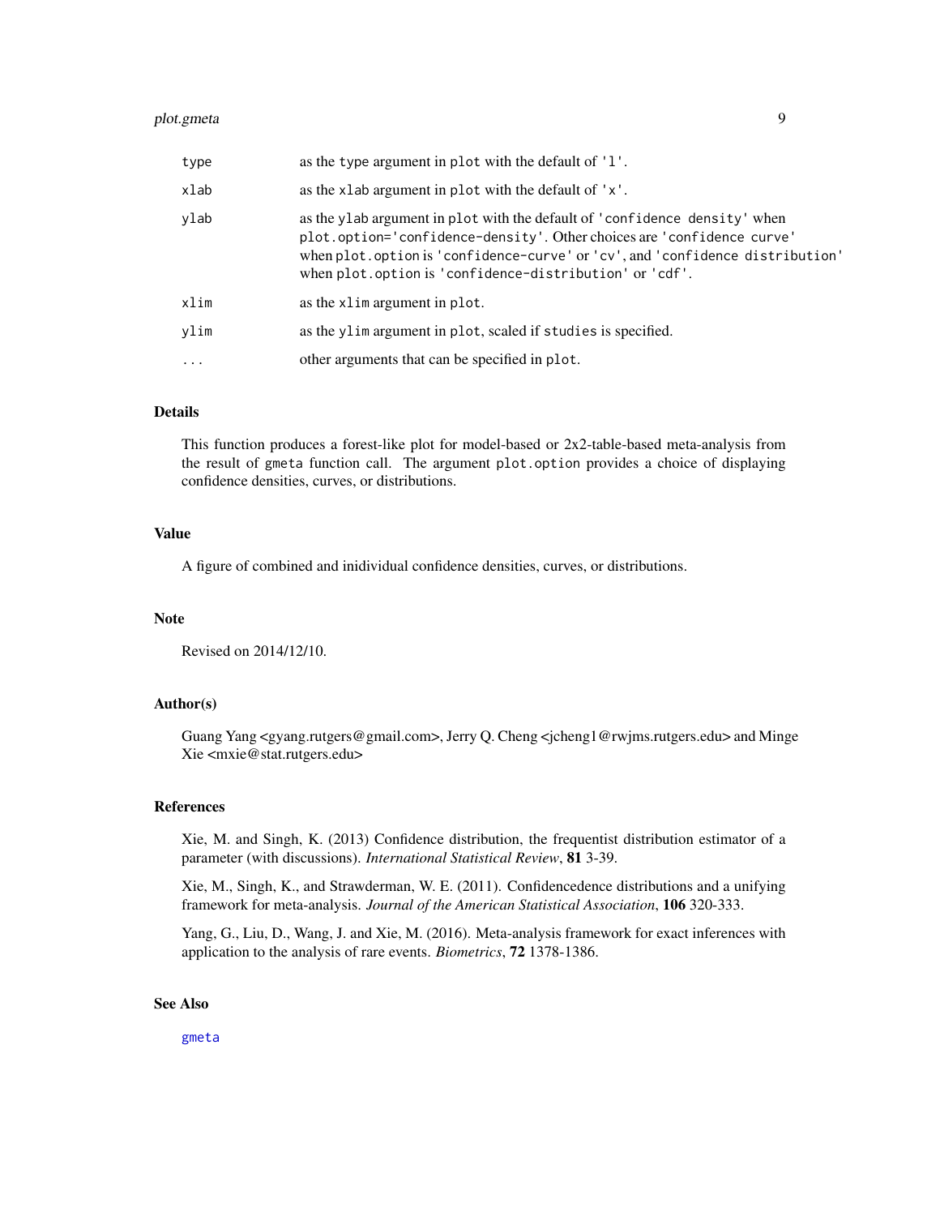| | |
|---|---|
| type | as the type argument in plot with the default of 'l'. |
| xlab | as the xlab argument in plot with the default of 'x'. |
| ylab | as the ylab argument in plot with the default of 'confidence density' when plot.option='confidence-density'. Other choices are 'confidence curve' when plot.option is 'confidence-curve' or 'cv', and 'confidence distribution' when plot.option is 'confidence-distribution' or 'cdf'. |
| xlim | as the xlim argument in plot. |
| ylim | as the ylim argument in plot, scaled if studies is specified. |
| ... | other arguments that can be specified in plot. |

## Details

This function produces a forest-like plot for model-based or 2x2-table-based meta-analysis from the result of gmeta function call. The argument plot.option provides a choice of displaying confidence densities, curves, or distributions.

## Value

A figure of combined and inidividual confidence densities, curves, or distributions.

## Note

Revised on 2014/12/10.

## Author(s)

Guang Yang <gyang.rutgers@gmail.com>, Jerry Q. Cheng <jcheng1@rwjms.rutgers.edu> and Minge Xie <mxie@stat.rutgers.edu>

## References

Xie, M. and Singh, K. (2013) Confidence distribution, the frequentist distribution estimator of a parameter (with discussions). *International Statistical Review*, **81** 3-39.

Xie, M., Singh, K., and Strawderman, W. E. (2011). Confidencedence distributions and a unifying framework for meta-analysis. *Journal of the American Statistical Association*, **106** 320-333.

Yang, G., Liu, D., Wang, J. and Xie, M. (2016). Meta-analysis framework for exact inferences with application to the analysis of rare events. *Biometrics*, **72** 1378-1386.

## See Also

gmeta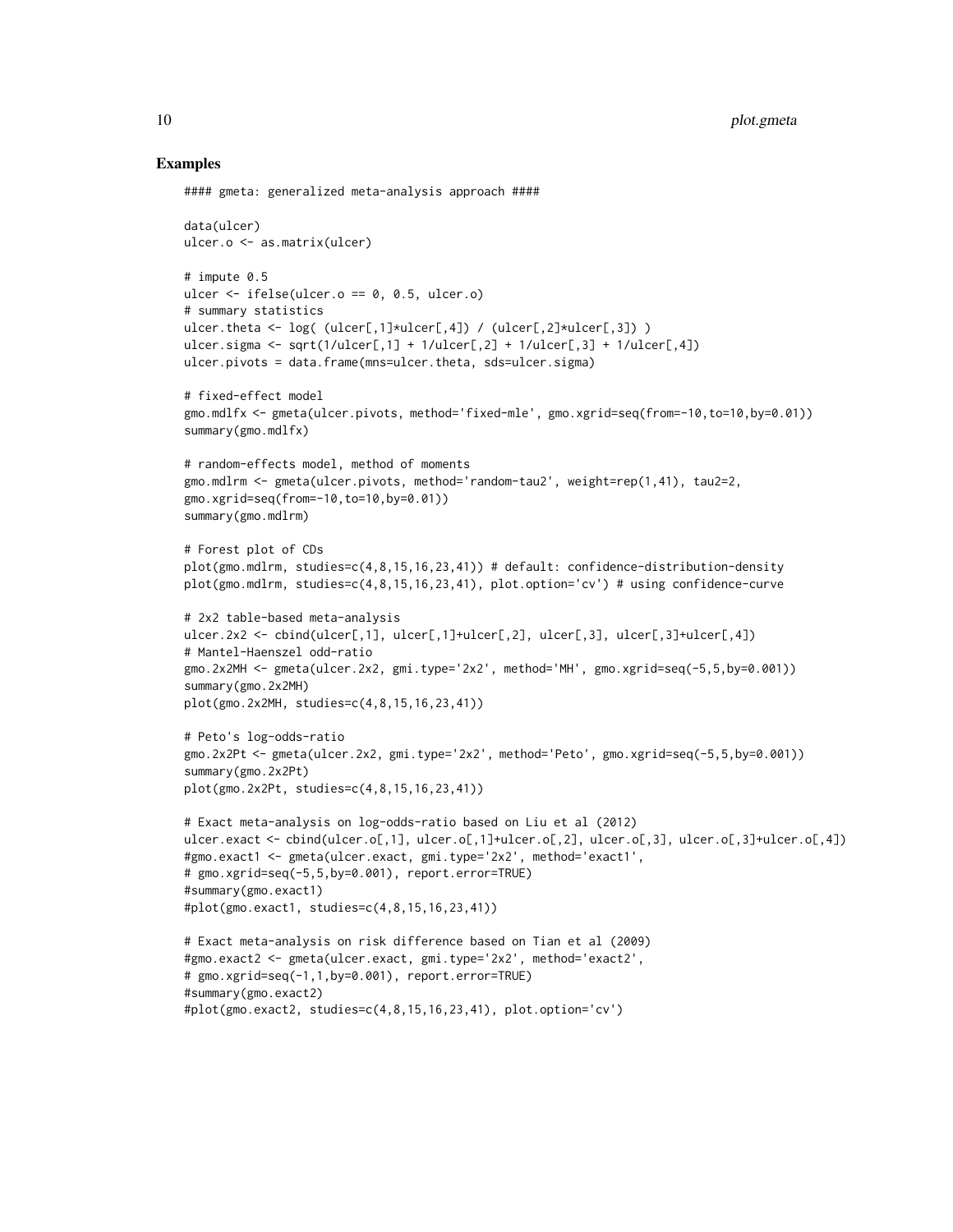## Examples

```
#### gmeta: generalized meta-analysis approach ####

data(ulcer)
ulcer.o <- as.matrix(ulcer)

# impute 0.5
ulcer <- ifelse(ulcer.o == 0, 0.5, ulcer.o)
# summary statistics
ulcer.theta <- log( (ulcer[,1]*ulcer[,4]) / (ulcer[,2]*ulcer[,3]) )
ulcer.sigma <- sqrt(1/ulcer[,1] + 1/ulcer[,2] + 1/ulcer[,3] + 1/ulcer[,4])
ulcer.pivots = data.frame(mns=ulcer.theta, sds=ulcer.sigma)

# fixed-effect model
gmo.mdlfx <- gmeta(ulcer.pivots, method='fixed-mle', gmo.xgrid=seq(from=-10,to=10,by=0.01))
summary(gmo.mdlfx)

# random-effects model, method of moments
gmo.mdlrm <- gmeta(ulcer.pivots, method='random-tau2', weight=rep(1,41), tau2=2,
gmo.xgrid=seq(from=-10,to=10,by=0.01))
summary(gmo.mdlrm)

# Forest plot of CDs
plot(gmo.mdlrm, studies=c(4,8,15,16,23,41)) # default: confidence-distribution-density
plot(gmo.mdlrm, studies=c(4,8,15,16,23,41), plot.option='cv') # using confidence-curve

# 2x2 table-based meta-analysis
ulcer.2x2 <- cbind(ulcer[,1], ulcer[,1]+ulcer[,2], ulcer[,3], ulcer[,3]+ulcer[,4])
# Mantel-Haenszel odd-ratio
gmo.2x2MH <- gmeta(ulcer.2x2, gmi.type='2x2', method='MH', gmo.xgrid=seq(-5,5,by=0.001))
summary(gmo.2x2MH)
plot(gmo.2x2MH, studies=c(4,8,15,16,23,41))

# Peto's log-odds-ratio
gmo.2x2Pt <- gmeta(ulcer.2x2, gmi.type='2x2', method='Peto', gmo.xgrid=seq(-5,5,by=0.001))
summary(gmo.2x2Pt)
plot(gmo.2x2Pt, studies=c(4,8,15,16,23,41))

# Exact meta-analysis on log-odds-ratio based on Liu et al (2012)
ulcer.exact <- cbind(ulcer.o[,1], ulcer.o[,1]+ulcer.o[,2], ulcer.o[,3], ulcer.o[,3]+ulcer.o[,4])
#gmo.exact1 <- gmeta(ulcer.exact, gmi.type='2x2', method='exact1',
# gmo.xgrid=seq(-5,5,by=0.001), report.error=TRUE)
#summary(gmo.exact1)
#plot(gmo.exact1, studies=c(4,8,15,16,23,41))

# Exact meta-analysis on risk difference based on Tian et al (2009)
#gmo.exact2 <- gmeta(ulcer.exact, gmi.type='2x2', method='exact2',
# gmo.xgrid=seq(-1,1,by=0.001), report.error=TRUE)
#summary(gmo.exact2)
#plot(gmo.exact2, studies=c(4,8,15,16,23,41), plot.option='cv')
```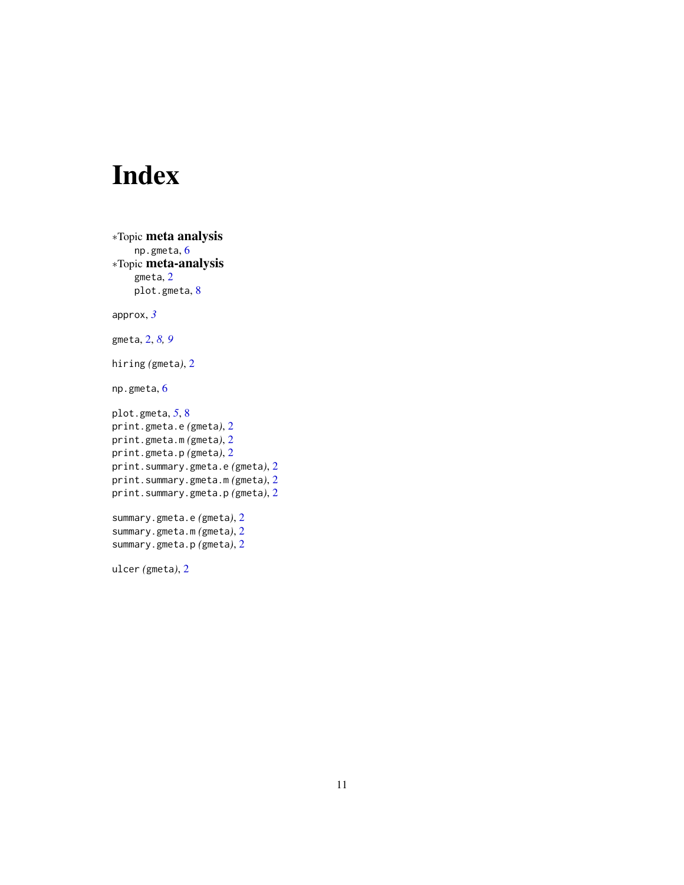# Index

*Topic **meta analysis**
    np.gmeta, 6
*Topic **meta-analysis**
    gmeta, 2
    plot.gmeta, 8

approx, *3*

gmeta, 2, *8, 9*

hiring *(*gmeta*)*, 2

np.gmeta, 6

plot.gmeta, *5*, 8
print.gmeta.e *(*gmeta*)*, 2
print.gmeta.m *(*gmeta*)*, 2
print.gmeta.p *(*gmeta*)*, 2
print.summary.gmeta.e *(*gmeta*)*, 2
print.summary.gmeta.m *(*gmeta*)*, 2
print.summary.gmeta.p *(*gmeta*)*, 2

summary.gmeta.e *(*gmeta*)*, 2
summary.gmeta.m *(*gmeta*)*, 2
summary.gmeta.p *(*gmeta*)*, 2

ulcer *(*gmeta*)*, 2